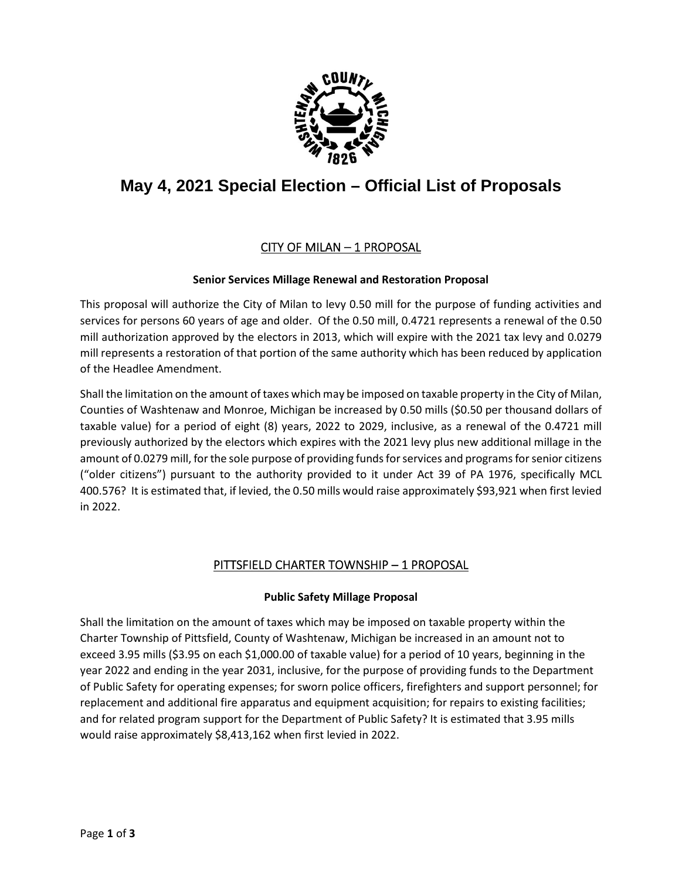# May 4, 2021 Special Election – Official List of Proposals

## CITY OF MILAN – 1 PROPOSAL

### Senior Services Millage Renewal and Restoration Proposal

This proposal will authorize the City of Milan to levy 0.50 mill for the purpose of funding activities and services for persons 60 years of age and older. Of the 0.50 mill, 0.4721 represents a renewal of the 0.50 mill authorization approved by the electors in 2013, which will expire with the 2021 tax levy and 0.0279 mill represents a restoration of that portion of the same authority which has been reduced by application of the Headlee Amendment.

Shall the limitation on the amount of taxes which may be imposed on taxable property in the City of Milan, Counties of Washtenaw and Monroe, Michigan be increased by 0.50 mills ($0.50 per thousand dollars of taxable value) for a period of eight (8) years, 2022 to 2029, inclusive, as a renewal of the 0.4721 mill previously authorized by the electors which expires with the 2021 levy plus new additional millage in the amount of 0.0279 mill, for the sole purpose of providing funds for services and programs for senior citizens ("older citizens") pursuant to the authority provided to it under Act 39 of PA 1976, specifically MCL 400.576? It is estimated that, if levied, the 0.50 mills would raise approximately $93,921 when first levied in 2022.

## PITTSFIELD CHARTER TOWNSHIP – 1 PROPOSAL

### Public Safety Millage Proposal

Shall the limitation on the amount of taxes which may be imposed on taxable property within the Charter Township of Pittsfield, County of Washtenaw, Michigan be increased in an amount not to exceed 3.95 mills ($3.95 on each $1,000.00 of taxable value) for a period of 10 years, beginning in the year 2022 and ending in the year 2031, inclusive, for the purpose of providing funds to the Department of Public Safety for operating expenses; for sworn police officers, firefighters and support personnel; for replacement and additional fire apparatus and equipment acquisition; for repairs to existing facilities; and for related program support for the Department of Public Safety? It is estimated that 3.95 mills would raise approximately $8,413,162 when first levied in 2022.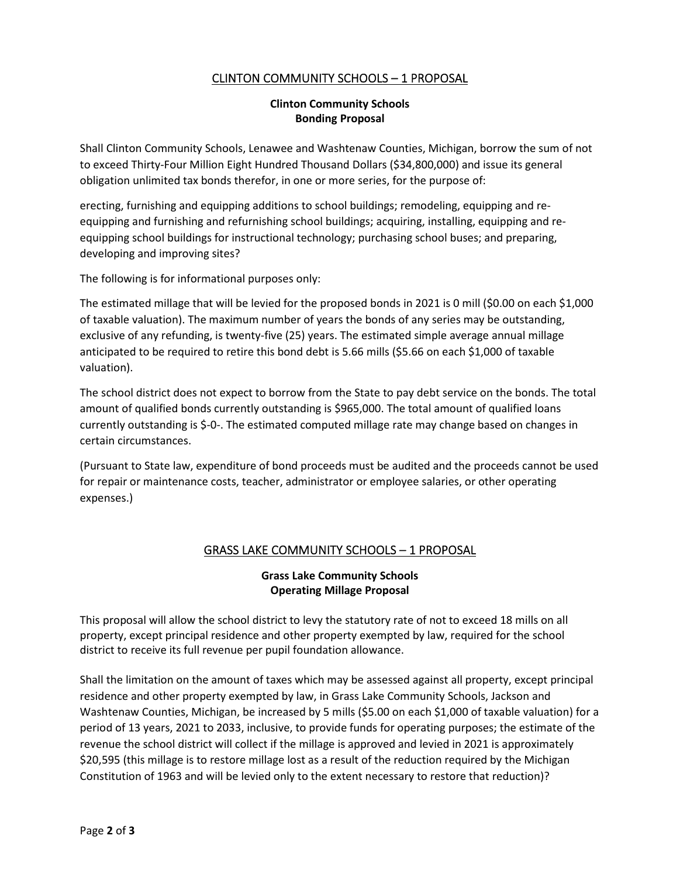## CLINTON COMMUNITY SCHOOLS – 1 PROPOSAL

**Clinton Community Schools**
**Bonding Proposal**

Shall Clinton Community Schools, Lenawee and Washtenaw Counties, Michigan, borrow the sum of not to exceed Thirty-Four Million Eight Hundred Thousand Dollars ($34,800,000) and issue its general obligation unlimited tax bonds therefor, in one or more series, for the purpose of:

erecting, furnishing and equipping additions to school buildings; remodeling, equipping and re-equipping and furnishing and refurnishing school buildings; acquiring, installing, equipping and re-equipping school buildings for instructional technology; purchasing school buses; and preparing, developing and improving sites?

The following is for informational purposes only:

The estimated millage that will be levied for the proposed bonds in 2021 is 0 mill ($0.00 on each $1,000 of taxable valuation). The maximum number of years the bonds of any series may be outstanding, exclusive of any refunding, is twenty-five (25) years. The estimated simple average annual millage anticipated to be required to retire this bond debt is 5.66 mills ($5.66 on each $1,000 of taxable valuation).

The school district does not expect to borrow from the State to pay debt service on the bonds. The total amount of qualified bonds currently outstanding is $965,000. The total amount of qualified loans currently outstanding is $-0-. The estimated computed millage rate may change based on changes in certain circumstances.

(Pursuant to State law, expenditure of bond proceeds must be audited and the proceeds cannot be used for repair or maintenance costs, teacher, administrator or employee salaries, or other operating expenses.)

## GRASS LAKE COMMUNITY SCHOOLS – 1 PROPOSAL

**Grass Lake Community Schools**
**Operating Millage Proposal**

This proposal will allow the school district to levy the statutory rate of not to exceed 18 mills on all property, except principal residence and other property exempted by law, required for the school district to receive its full revenue per pupil foundation allowance.

Shall the limitation on the amount of taxes which may be assessed against all property, except principal residence and other property exempted by law, in Grass Lake Community Schools, Jackson and Washtenaw Counties, Michigan, be increased by 5 mills ($5.00 on each $1,000 of taxable valuation) for a period of 13 years, 2021 to 2033, inclusive, to provide funds for operating purposes; the estimate of the revenue the school district will collect if the millage is approved and levied in 2021 is approximately $20,595 (this millage is to restore millage lost as a result of the reduction required by the Michigan Constitution of 1963 and will be levied only to the extent necessary to restore that reduction)?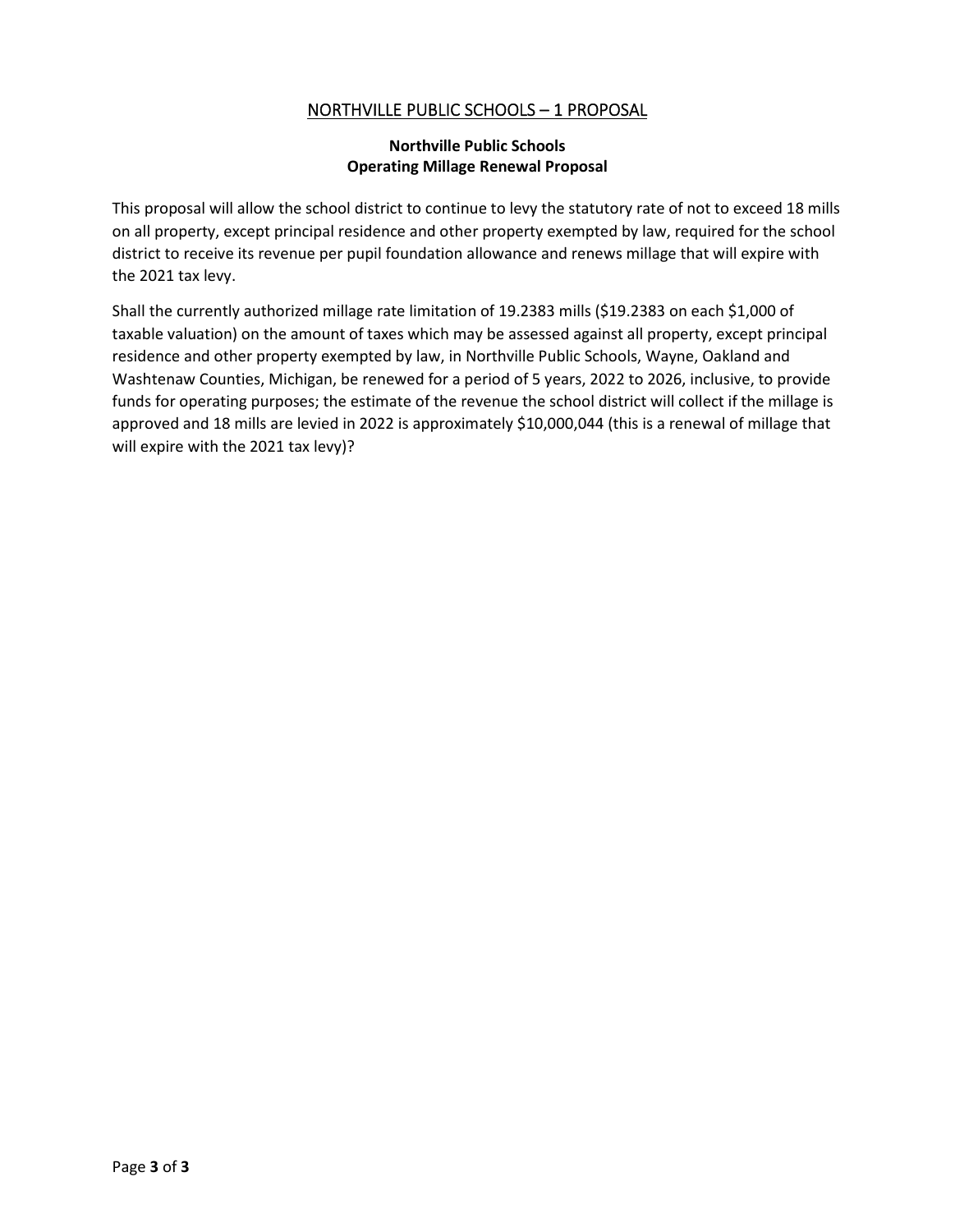## NORTHVILLE PUBLIC SCHOOLS – 1 PROPOSAL

**Northville Public Schools**
**Operating Millage Renewal Proposal**

This proposal will allow the school district to continue to levy the statutory rate of not to exceed 18 mills on all property, except principal residence and other property exempted by law, required for the school district to receive its revenue per pupil foundation allowance and renews millage that will expire with the 2021 tax levy.

Shall the currently authorized millage rate limitation of 19.2383 mills ($19.2383 on each $1,000 of taxable valuation) on the amount of taxes which may be assessed against all property, except principal residence and other property exempted by law, in Northville Public Schools, Wayne, Oakland and Washtenaw Counties, Michigan, be renewed for a period of 5 years, 2022 to 2026, inclusive, to provide funds for operating purposes; the estimate of the revenue the school district will collect if the millage is approved and 18 mills are levied in 2022 is approximately $10,000,044 (this is a renewal of millage that will expire with the 2021 tax levy)?